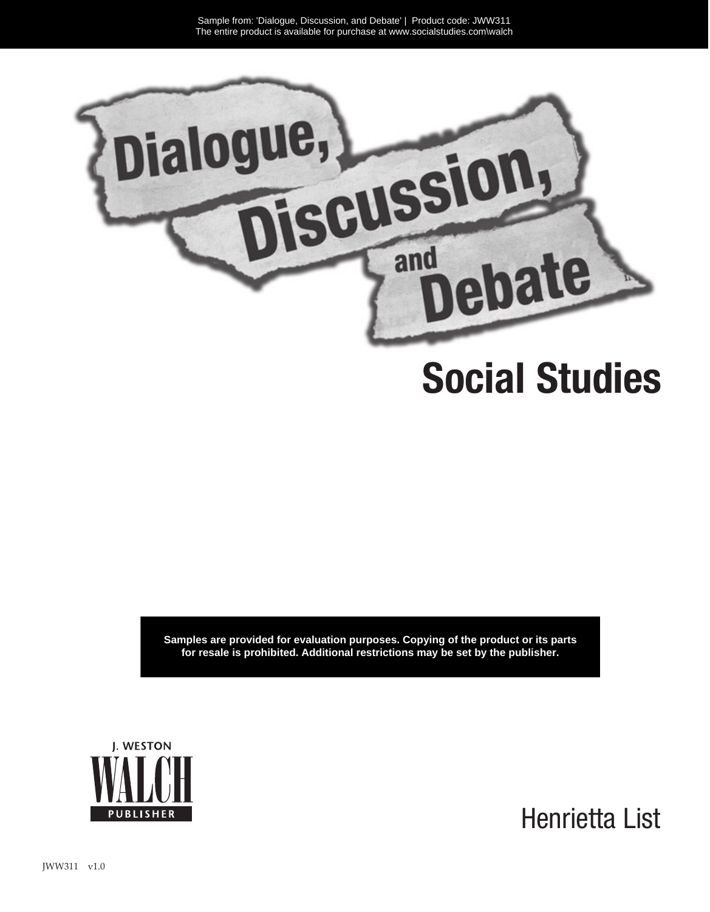Sample from: 'Dialogue, Discussion, and Debate' | Product code: JWW311
The entire product is available for purchase at www.socialstudies.com\walch

# Dialogue, Discussion, and Debate

## Social Studies

**Samples are provided for evaluation purposes. Copying of the product or its parts for resale is prohibited. Additional restrictions may be set by the publisher.**

J. WESTON WALCH PUBLISHER

Henrietta List

JWW311 v1.0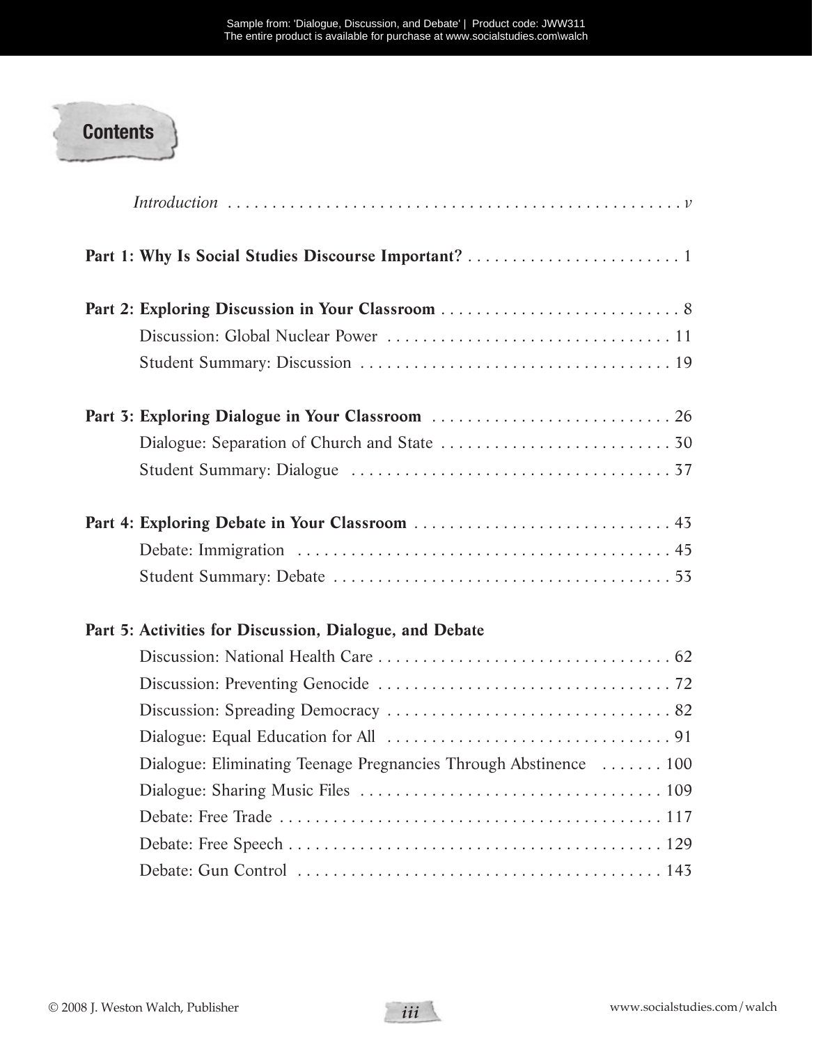# Contents

*Introduction* . . . . . . . . . . . . . . . . . . . . . . . . . . . . . . . . . . . . . . . . . . . . . . . . . . *v*

**Part 1: Why Is Social Studies Discourse Important?** . . . . . . . . . . . . . . . . . . . . . . . . 1

**Part 2: Exploring Discussion in Your Classroom** . . . . . . . . . . . . . . . . . . . . . . . . . . . 8

Discussion: Global Nuclear Power . . . . . . . . . . . . . . . . . . . . . . . . . . . . . . . . 11

Student Summary: Discussion . . . . . . . . . . . . . . . . . . . . . . . . . . . . . . . . . . . 19

**Part 3: Exploring Dialogue in Your Classroom** . . . . . . . . . . . . . . . . . . . . . . . . . . . 26

Dialogue: Separation of Church and State . . . . . . . . . . . . . . . . . . . . . . . . . . 30

Student Summary: Dialogue . . . . . . . . . . . . . . . . . . . . . . . . . . . . . . . . . . . . 37

**Part 4: Exploring Debate in Your Classroom** . . . . . . . . . . . . . . . . . . . . . . . . . . . . . 43

Debate: Immigration . . . . . . . . . . . . . . . . . . . . . . . . . . . . . . . . . . . . . . . . . . 45

Student Summary: Debate . . . . . . . . . . . . . . . . . . . . . . . . . . . . . . . . . . . . . . 53

**Part 5: Activities for Discussion, Dialogue, and Debate**

Discussion: National Health Care . . . . . . . . . . . . . . . . . . . . . . . . . . . . . . . . . 62

Discussion: Preventing Genocide . . . . . . . . . . . . . . . . . . . . . . . . . . . . . . . . . 72

Discussion: Spreading Democracy . . . . . . . . . . . . . . . . . . . . . . . . . . . . . . . . 82

Dialogue: Equal Education for All . . . . . . . . . . . . . . . . . . . . . . . . . . . . . . . . 91

Dialogue: Eliminating Teenage Pregnancies Through Abstinence . . . . . . . 100

Dialogue: Sharing Music Files . . . . . . . . . . . . . . . . . . . . . . . . . . . . . . . . . . 109

Debate: Free Trade . . . . . . . . . . . . . . . . . . . . . . . . . . . . . . . . . . . . . . . . . . . 117

Debate: Free Speech . . . . . . . . . . . . . . . . . . . . . . . . . . . . . . . . . . . . . . . . . . 129

Debate: Gun Control . . . . . . . . . . . . . . . . . . . . . . . . . . . . . . . . . . . . . . . . . 143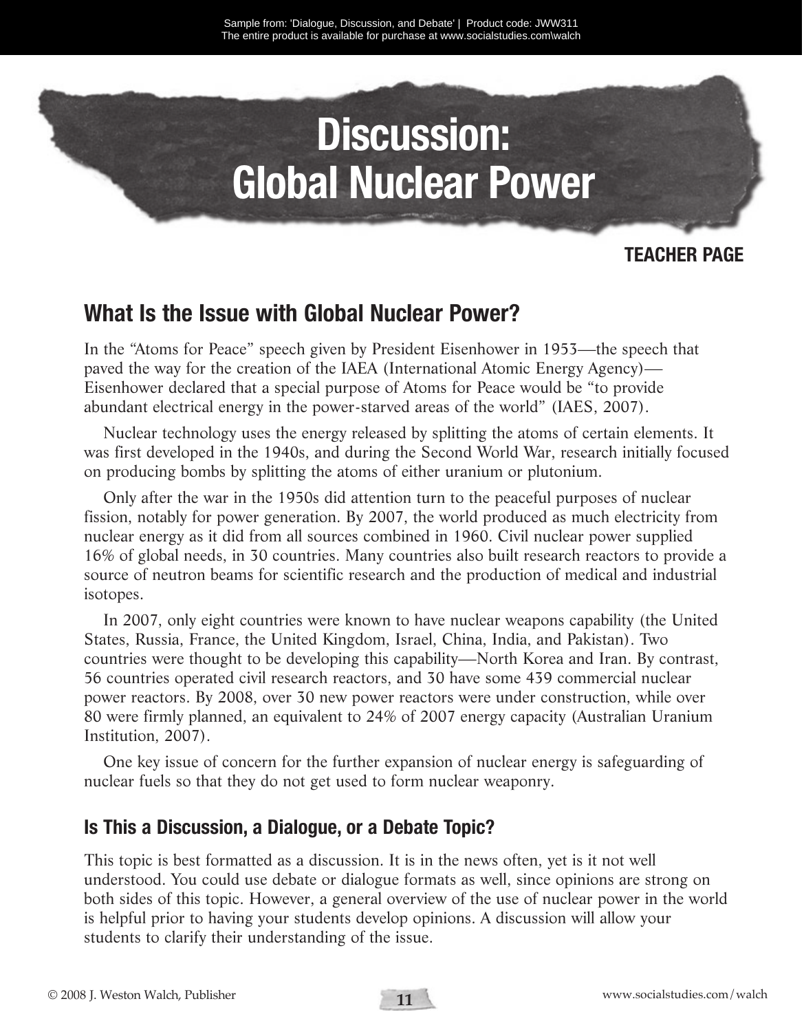# Discussion: Global Nuclear Power

**TEACHER PAGE**

## What Is the Issue with Global Nuclear Power?

In the "Atoms for Peace" speech given by President Eisenhower in 1953—the speech that paved the way for the creation of the IAEA (International Atomic Energy Agency)—Eisenhower declared that a special purpose of Atoms for Peace would be "to provide abundant electrical energy in the power-starved areas of the world" (IAES, 2007).

Nuclear technology uses the energy released by splitting the atoms of certain elements. It was first developed in the 1940s, and during the Second World War, research initially focused on producing bombs by splitting the atoms of either uranium or plutonium.

Only after the war in the 1950s did attention turn to the peaceful purposes of nuclear fission, notably for power generation. By 2007, the world produced as much electricity from nuclear energy as it did from all sources combined in 1960. Civil nuclear power supplied 16% of global needs, in 30 countries. Many countries also built research reactors to provide a source of neutron beams for scientific research and the production of medical and industrial isotopes.

In 2007, only eight countries were known to have nuclear weapons capability (the United States, Russia, France, the United Kingdom, Israel, China, India, and Pakistan). Two countries were thought to be developing this capability—North Korea and Iran. By contrast, 56 countries operated civil research reactors, and 30 have some 439 commercial nuclear power reactors. By 2008, over 30 new power reactors were under construction, while over 80 were firmly planned, an equivalent to 24% of 2007 energy capacity (Australian Uranium Institution, 2007).

One key issue of concern for the further expansion of nuclear energy is safeguarding of nuclear fuels so that they do not get used to form nuclear weaponry.

### Is This a Discussion, a Dialogue, or a Debate Topic?

This topic is best formatted as a discussion. It is in the news often, yet is it not well understood. You could use debate or dialogue formats as well, since opinions are strong on both sides of this topic. However, a general overview of the use of nuclear power in the world is helpful prior to having your students develop opinions. A discussion will allow your students to clarify their understanding of the issue.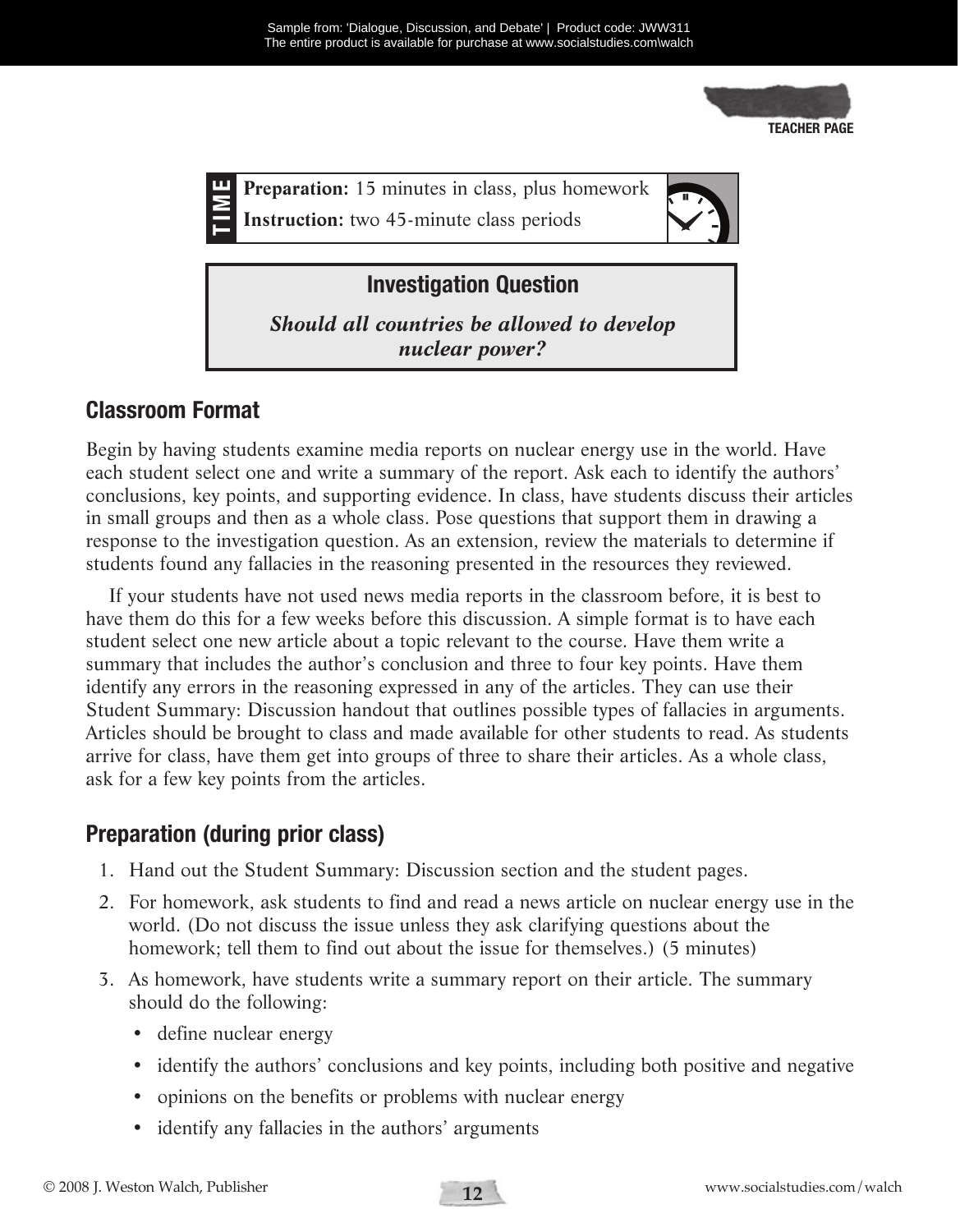TEACHER PAGE

**TIME**

**Preparation:** 15 minutes in class, plus homework

**Instruction:** two 45-minute class periods

## Investigation Question

***Should all countries be allowed to develop nuclear power?***

## Classroom Format

Begin by having students examine media reports on nuclear energy use in the world. Have each student select one and write a summary of the report. Ask each to identify the authors' conclusions, key points, and supporting evidence. In class, have students discuss their articles in small groups and then as a whole class. Pose questions that support them in drawing a response to the investigation question. As an extension, review the materials to determine if students found any fallacies in the reasoning presented in the resources they reviewed.

If your students have not used news media reports in the classroom before, it is best to have them do this for a few weeks before this discussion. A simple format is to have each student select one new article about a topic relevant to the course. Have them write a summary that includes the author's conclusion and three to four key points. Have them identify any errors in the reasoning expressed in any of the articles. They can use their Student Summary: Discussion handout that outlines possible types of fallacies in arguments. Articles should be brought to class and made available for other students to read. As students arrive for class, have them get into groups of three to share their articles. As a whole class, ask for a few key points from the articles.

## Preparation (during prior class)

1. Hand out the Student Summary: Discussion section and the student pages.
2. For homework, ask students to find and read a news article on nuclear energy use in the world. (Do not discuss the issue unless they ask clarifying questions about the homework; tell them to find out about the issue for themselves.) (5 minutes)
3. As homework, have students write a summary report on their article. The summary should do the following:
   - define nuclear energy
   - identify the authors' conclusions and key points, including both positive and negative
   - opinions on the benefits or problems with nuclear energy
   - identify any fallacies in the authors' arguments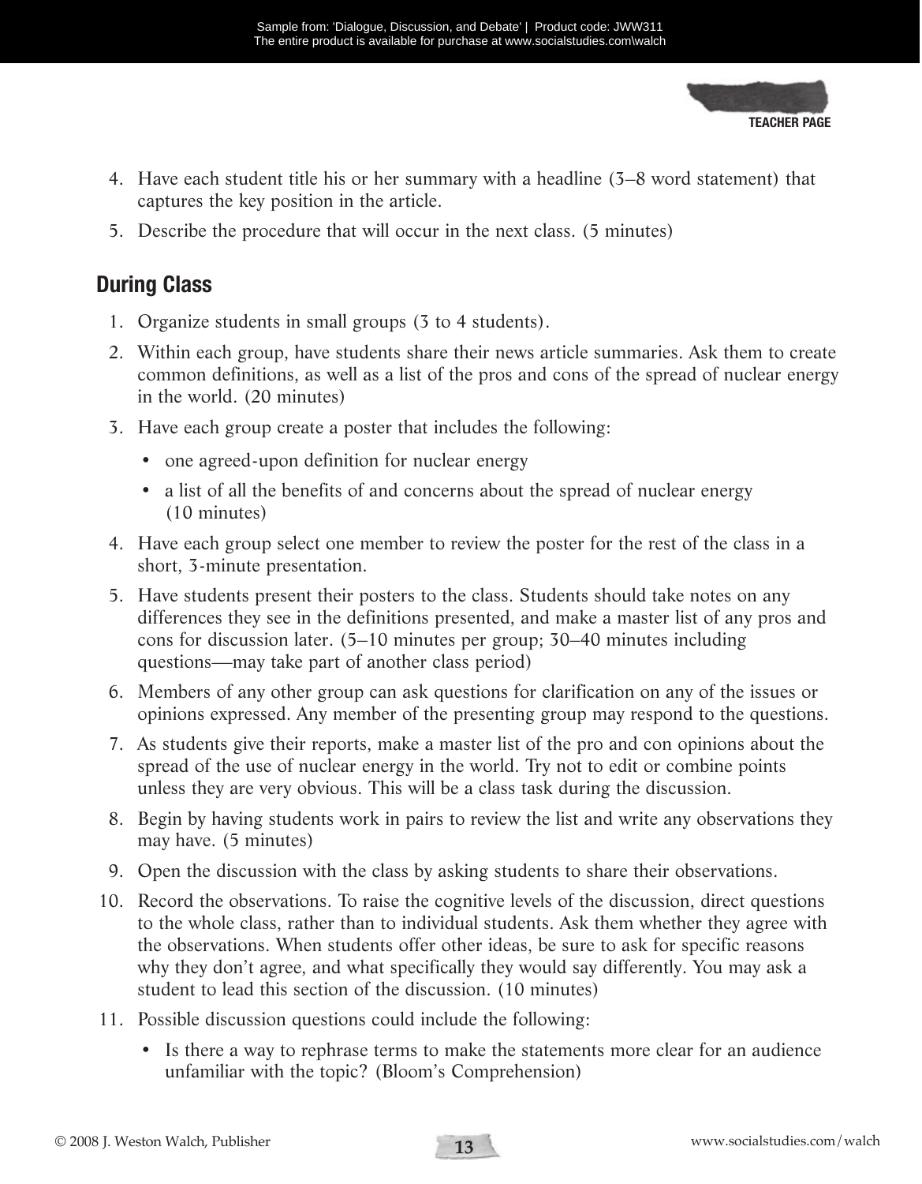4. Have each student title his or her summary with a headline (3–8 word statement) that captures the key position in the article.
5. Describe the procedure that will occur in the next class. (5 minutes)

## During Class

1. Organize students in small groups (3 to 4 students).
2. Within each group, have students share their news article summaries. Ask them to create common definitions, as well as a list of the pros and cons of the spread of nuclear energy in the world. (20 minutes)
3. Have each group create a poster that includes the following:
   - one agreed-upon definition for nuclear energy
   - a list of all the benefits of and concerns about the spread of nuclear energy (10 minutes)
4. Have each group select one member to review the poster for the rest of the class in a short, 3-minute presentation.
5. Have students present their posters to the class. Students should take notes on any differences they see in the definitions presented, and make a master list of any pros and cons for discussion later. (5–10 minutes per group; 30–40 minutes including questions—may take part of another class period)
6. Members of any other group can ask questions for clarification on any of the issues or opinions expressed. Any member of the presenting group may respond to the questions.
7. As students give their reports, make a master list of the pro and con opinions about the spread of the use of nuclear energy in the world. Try not to edit or combine points unless they are very obvious. This will be a class task during the discussion.
8. Begin by having students work in pairs to review the list and write any observations they may have. (5 minutes)
9. Open the discussion with the class by asking students to share their observations.
10. Record the observations. To raise the cognitive levels of the discussion, direct questions to the whole class, rather than to individual students. Ask them whether they agree with the observations. When students offer other ideas, be sure to ask for specific reasons why they don't agree, and what specifically they would say differently. You may ask a student to lead this section of the discussion. (10 minutes)
11. Possible discussion questions could include the following:
    - Is there a way to rephrase terms to make the statements more clear for an audience unfamiliar with the topic? (Bloom's Comprehension)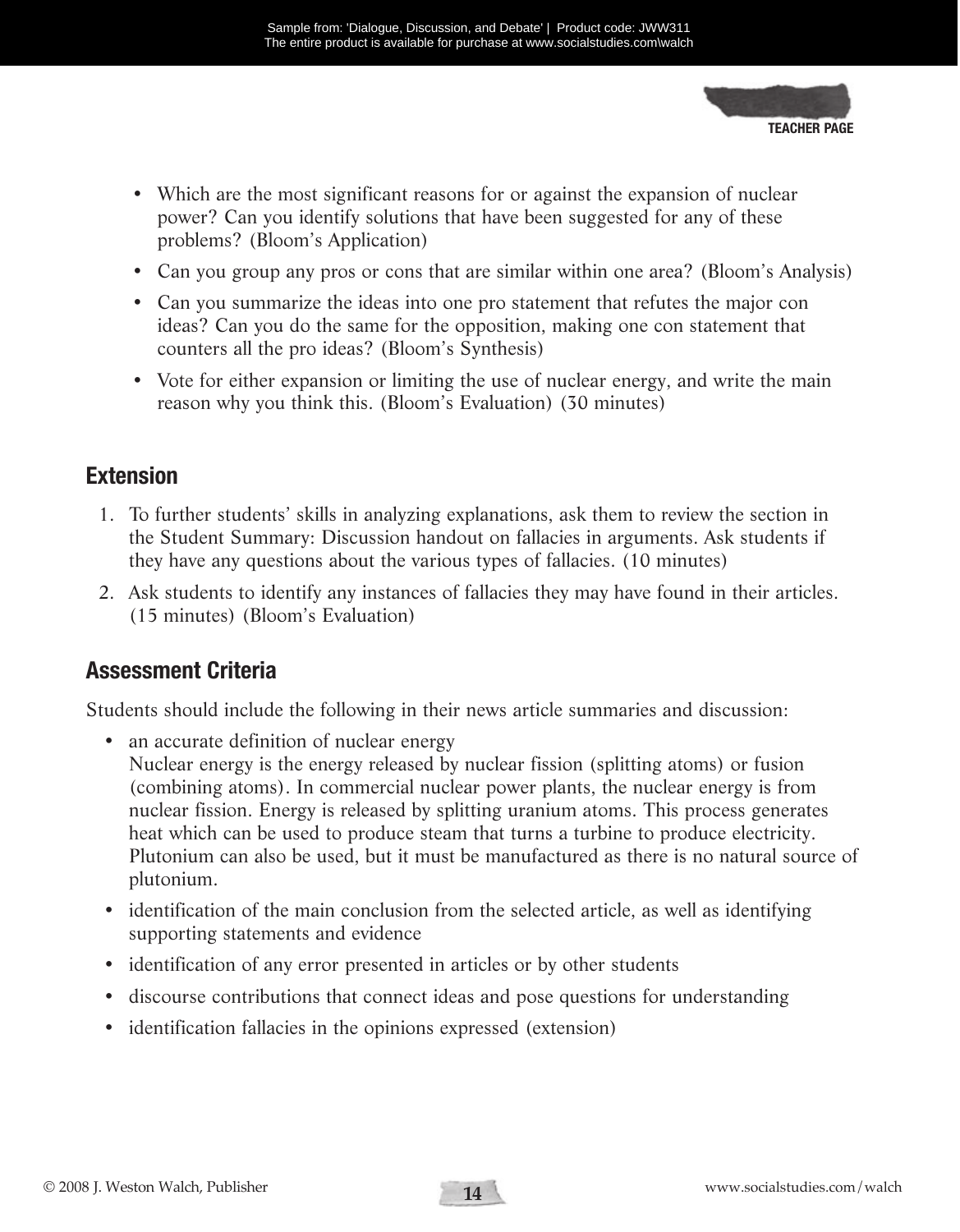- Which are the most significant reasons for or against the expansion of nuclear power? Can you identify solutions that have been suggested for any of these problems? (Bloom's Application)
- Can you group any pros or cons that are similar within one area? (Bloom's Analysis)
- Can you summarize the ideas into one pro statement that refutes the major con ideas? Can you do the same for the opposition, making one con statement that counters all the pro ideas? (Bloom's Synthesis)
- Vote for either expansion or limiting the use of nuclear energy, and write the main reason why you think this. (Bloom's Evaluation) (30 minutes)

## Extension

1. To further students' skills in analyzing explanations, ask them to review the section in the Student Summary: Discussion handout on fallacies in arguments. Ask students if they have any questions about the various types of fallacies. (10 minutes)
2. Ask students to identify any instances of fallacies they may have found in their articles. (15 minutes) (Bloom's Evaluation)

## Assessment Criteria

Students should include the following in their news article summaries and discussion:

- an accurate definition of nuclear energy
  Nuclear energy is the energy released by nuclear fission (splitting atoms) or fusion (combining atoms). In commercial nuclear power plants, the nuclear energy is from nuclear fission. Energy is released by splitting uranium atoms. This process generates heat which can be used to produce steam that turns a turbine to produce electricity. Plutonium can also be used, but it must be manufactured as there is no natural source of plutonium.
- identification of the main conclusion from the selected article, as well as identifying supporting statements and evidence
- identification of any error presented in articles or by other students
- discourse contributions that connect ideas and pose questions for understanding
- identification fallacies in the opinions expressed (extension)